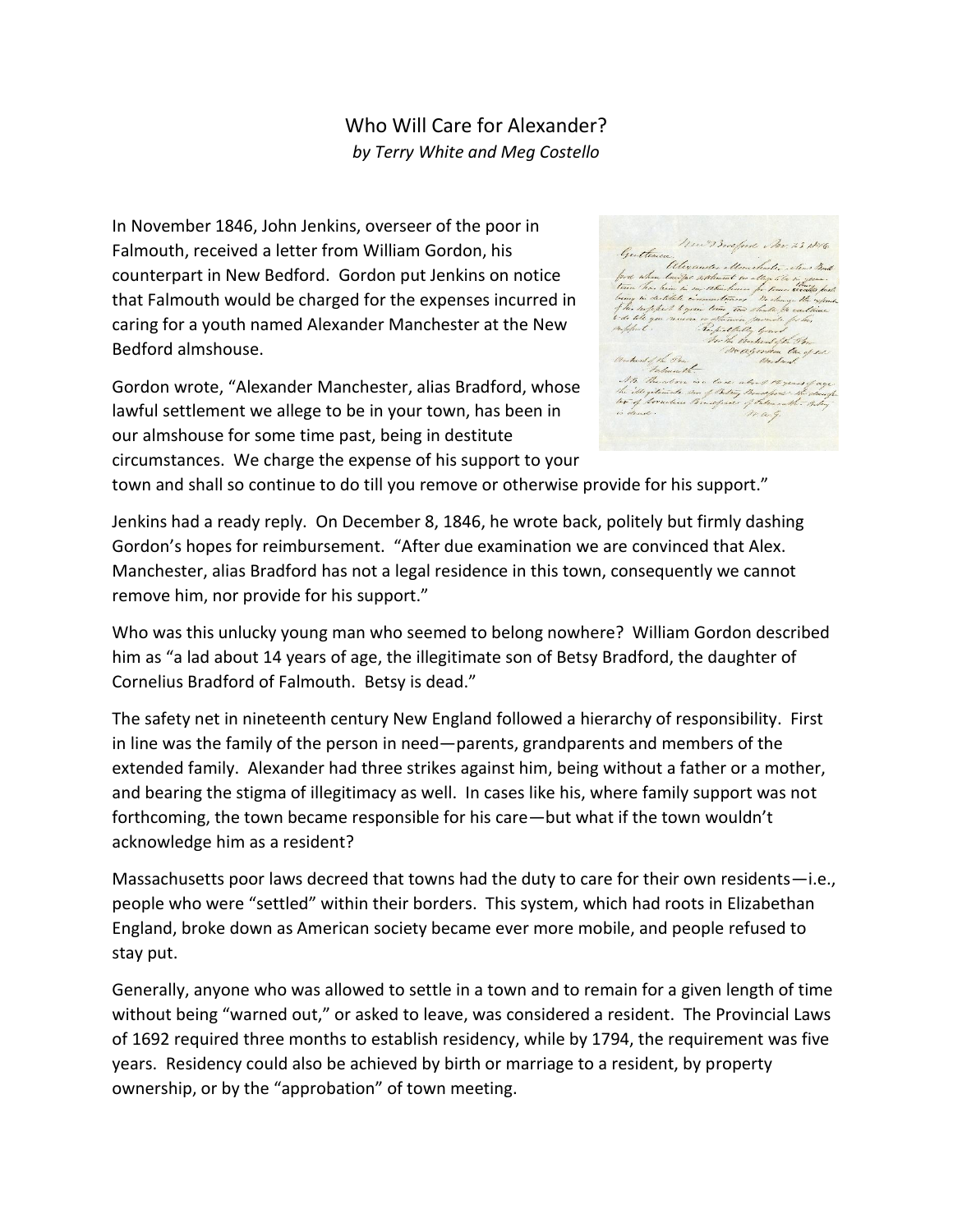# Who Will Care for Alexander?

*by Terry White and Meg Costello*

In November 1846, John Jenkins, overseer of the poor in Falmouth, received a letter from William Gordon, his counterpart in New Bedford. Gordon put Jenkins on notice that Falmouth would be charged for the expenses incurred in caring for a youth named Alexander Manchester at the New Bedford almshouse.

Gordon wrote, "Alexander Manchester, alias Bradford, whose lawful settlement we allege to be in your town, has been in our almshouse for some time past, being in destitute circumstances. We charge the expense of his support to your town and shall so continue to do till you remove or otherwise provide for his support."

Jenkins had a ready reply. On December 8, 1846, he wrote back, politely but firmly dashing Gordon's hopes for reimbursement. "After due examination we are convinced that Alex. Manchester, alias Bradford has not a legal residence in this town, consequently we cannot remove him, nor provide for his support."

Who was this unlucky young man who seemed to belong nowhere? William Gordon described him as "a lad about 14 years of age, the illegitimate son of Betsy Bradford, the daughter of Cornelius Bradford of Falmouth. Betsy is dead."

The safety net in nineteenth century New England followed a hierarchy of responsibility. First in line was the family of the person in need—parents, grandparents and members of the extended family. Alexander had three strikes against him, being without a father or a mother, and bearing the stigma of illegitimacy as well. In cases like his, where family support was not forthcoming, the town became responsible for his care—but what if the town wouldn't acknowledge him as a resident?

Massachusetts poor laws decreed that towns had the duty to care for their own residents—i.e., people who were "settled" within their borders. This system, which had roots in Elizabethan England, broke down as American society became ever more mobile, and people refused to stay put.

Generally, anyone who was allowed to settle in a town and to remain for a given length of time without being "warned out," or asked to leave, was considered a resident. The Provincial Laws of 1692 required three months to establish residency, while by 1794, the requirement was five years. Residency could also be achieved by birth or marriage to a resident, by property ownership, or by the "approbation" of town meeting.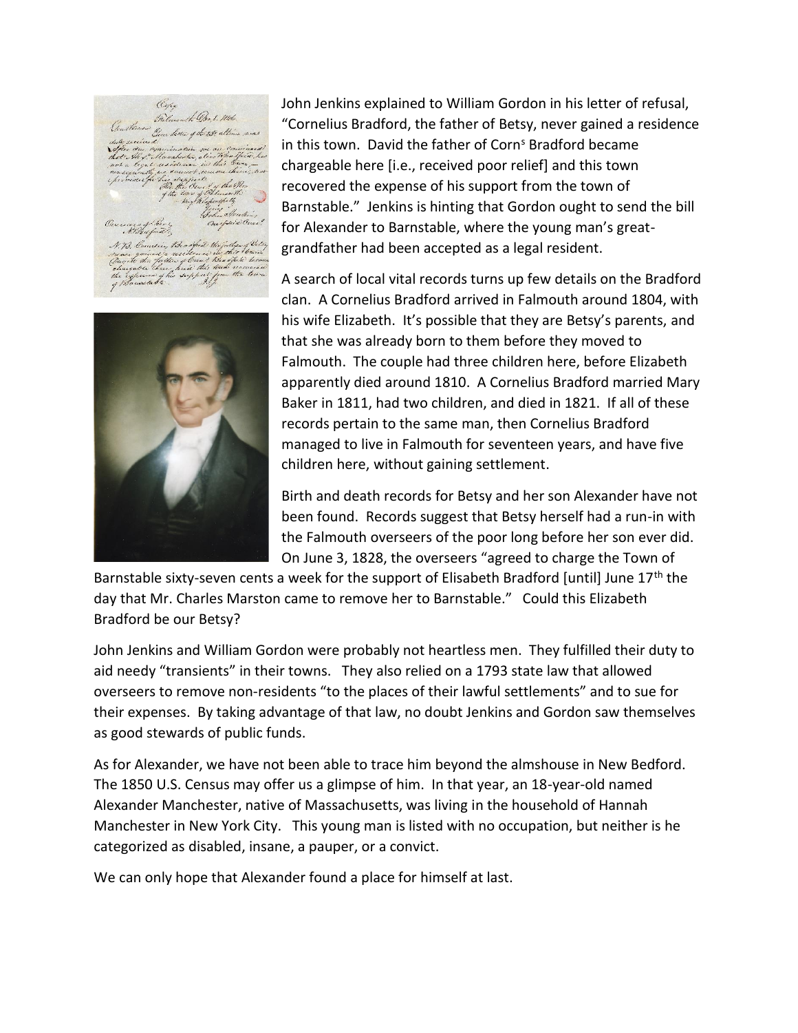John Jenkins explained to William Gordon in his letter of refusal, "Cornelius Bradford, the father of Betsy, never gained a residence in this town. David the father of Corn[s] Bradford became chargeable here [i.e., received poor relief] and this town recovered the expense of his support from the town of Barnstable." Jenkins is hinting that Gordon ought to send the bill for Alexander to Barnstable, where the young man's great-grandfather had been accepted as a legal resident.

A search of local vital records turns up few details on the Bradford clan. A Cornelius Bradford arrived in Falmouth around 1804, with his wife Elizabeth. It's possible that they are Betsy's parents, and that she was already born to them before they moved to Falmouth. The couple had three children here, before Elizabeth apparently died around 1810. A Cornelius Bradford married Mary Baker in 1811, had two children, and died in 1821. If all of these records pertain to the same man, then Cornelius Bradford managed to live in Falmouth for seventeen years, and have five children here, without gaining settlement.

Birth and death records for Betsy and her son Alexander have not been found. Records suggest that Betsy herself had a run-in with the Falmouth overseers of the poor long before her son ever did. On June 3, 1828, the overseers "agreed to charge the Town of Barnstable sixty-seven cents a week for the support of Elisabeth Bradford [until] June 17th the day that Mr. Charles Marston came to remove her to Barnstable." Could this Elizabeth Bradford be our Betsy?

John Jenkins and William Gordon were probably not heartless men. They fulfilled their duty to aid needy "transients" in their towns. They also relied on a 1793 state law that allowed overseers to remove non-residents "to the places of their lawful settlements" and to sue for their expenses. By taking advantage of that law, no doubt Jenkins and Gordon saw themselves as good stewards of public funds.

As for Alexander, we have not been able to trace him beyond the almshouse in New Bedford. The 1850 U.S. Census may offer us a glimpse of him. In that year, an 18-year-old named Alexander Manchester, native of Massachusetts, was living in the household of Hannah Manchester in New York City. This young man is listed with no occupation, but neither is he categorized as disabled, insane, a pauper, or a convict.

We can only hope that Alexander found a place for himself at last.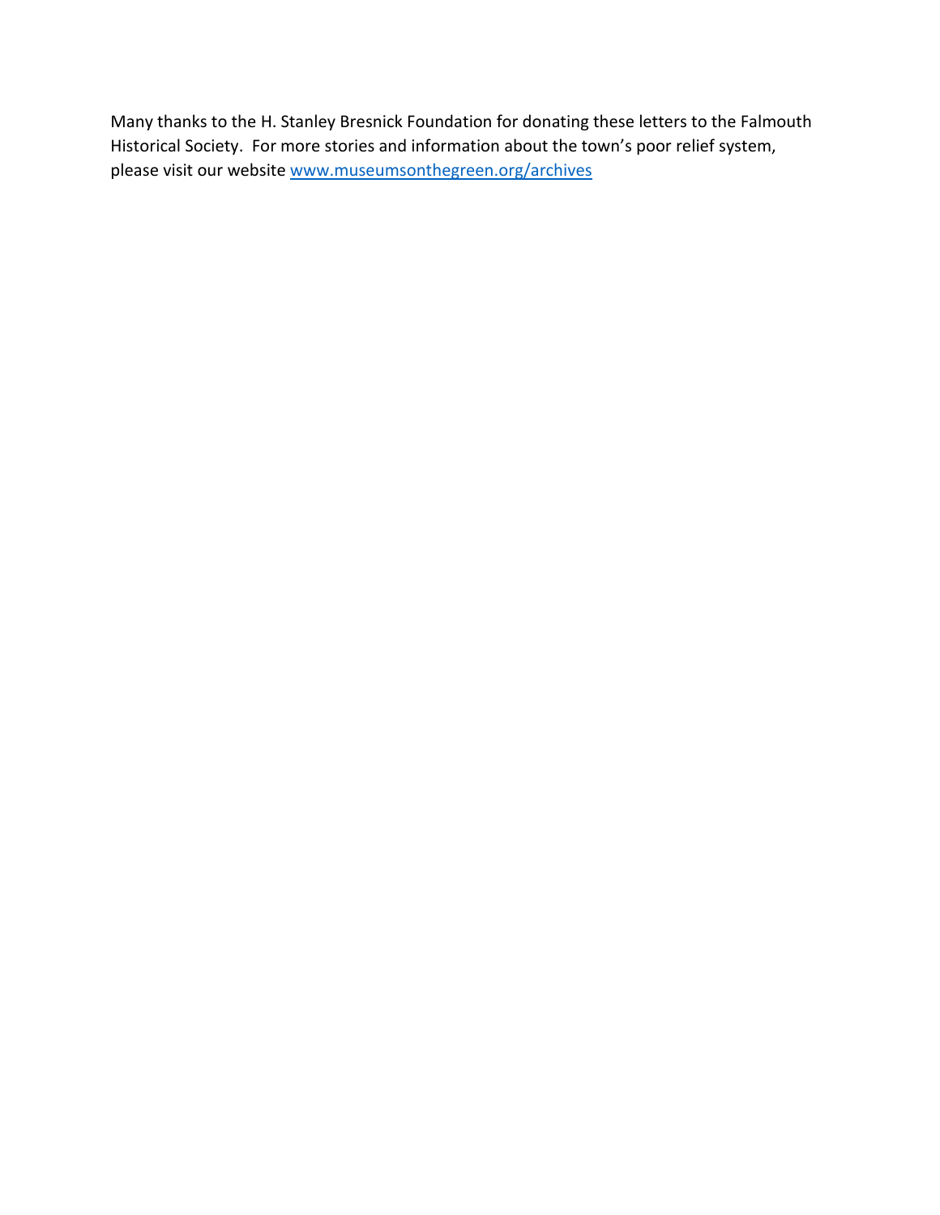Many thanks to the H. Stanley Bresnick Foundation for donating these letters to the Falmouth Historical Society. For more stories and information about the town's poor relief system, please visit our website [www.museumsonthegreen.org/archives](http://www.museumsonthegreen.org/archives)